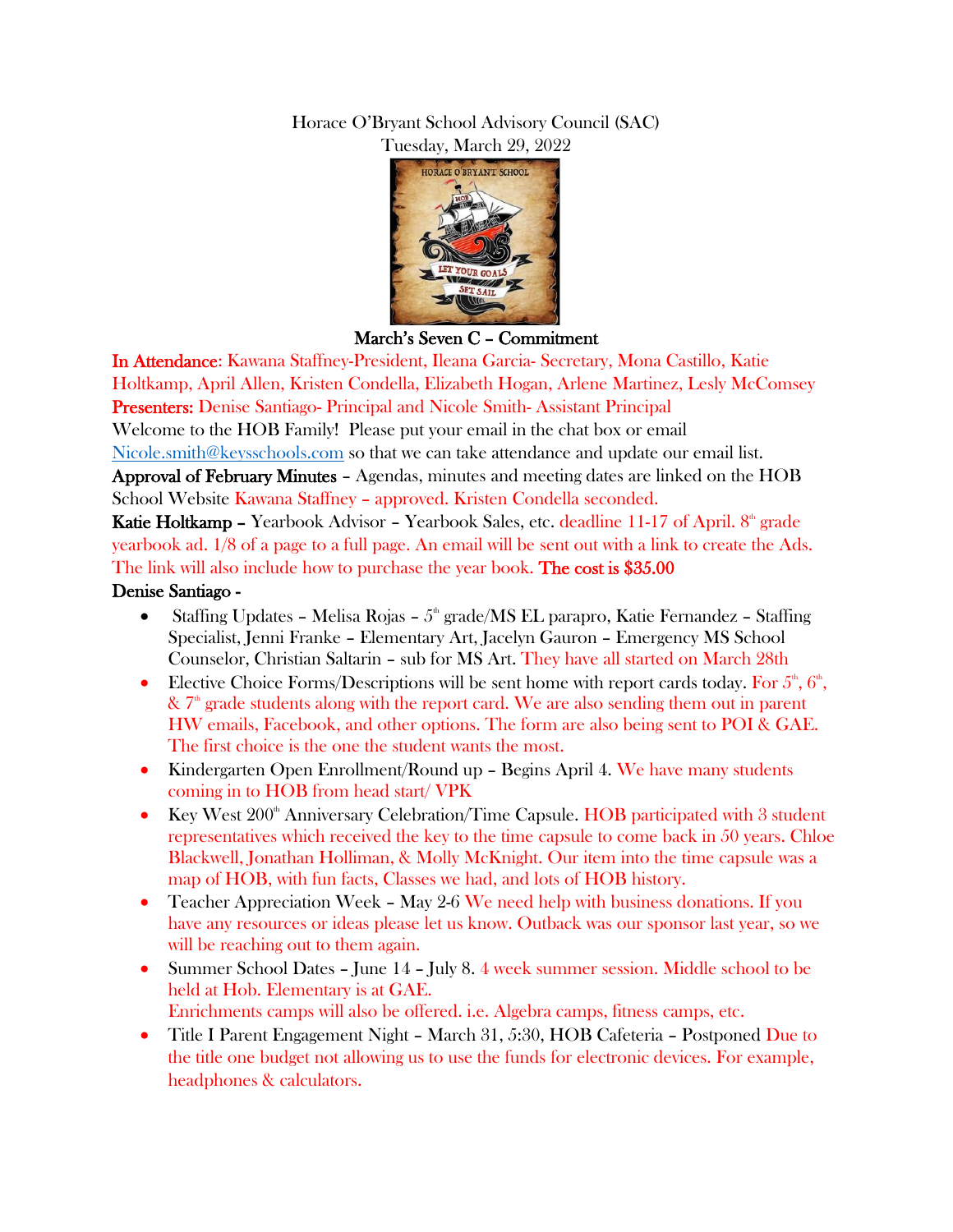Horace O'Bryant School Advisory Council (SAC)
Tuesday, March 29, 2022

**March's Seven C – Commitment**

**In Attendance**: Kawana Staffney-President, Ileana Garcia- Secretary, Mona Castillo, Katie Holtkamp, April Allen, Kristen Condella, Elizabeth Hogan, Arlene Martinez, Lesly McComsey

**Presenters:** Denise Santiago- Principal and Nicole Smith- Assistant Principal

Welcome to the HOB Family! Please put your email in the chat box or email Nicole.smith@keysschools.com so that we can take attendance and update our email list.

**Approval of February Minutes** – Agendas, minutes and meeting dates are linked on the HOB School Website Kawana Staffney – approved. Kristen Condella seconded.

**Katie Holtkamp** – Yearbook Advisor – Yearbook Sales, etc. deadline 11-17 of April. 8th grade yearbook ad. 1/8 of a page to a full page. An email will be sent out with a link to create the Ads. The link will also include how to purchase the year book. **The cost is $35.00**

**Denise Santiago -**

- Staffing Updates – Melisa Rojas – 5th grade/MS EL parapro, Katie Fernandez – Staffing Specialist, Jenni Franke – Elementary Art, Jacelyn Gauron – Emergency MS School Counselor, Christian Saltarin – sub for MS Art. They have all started on March 28th
- Elective Choice Forms/Descriptions will be sent home with report cards today. For 5th, 6th, & 7th grade students along with the report card. We are also sending them out in parent HW emails, Facebook, and other options. The form are also being sent to POI & GAE. The first choice is the one the student wants the most.
- Kindergarten Open Enrollment/Round up – Begins April 4. We have many students coming in to HOB from head start/ VPK
- Key West 200th Anniversary Celebration/Time Capsule. HOB participated with 3 student representatives which received the key to the time capsule to come back in 50 years. Chloe Blackwell, Jonathan Holliman, & Molly McKnight. Our item into the time capsule was a map of HOB, with fun facts, Classes we had, and lots of HOB history.
- Teacher Appreciation Week – May 2-6 We need help with business donations. If you have any resources or ideas please let us know. Outback was our sponsor last year, so we will be reaching out to them again.
- Summer School Dates – June 14 – July 8. 4 week summer session. Middle school to be held at Hob. Elementary is at GAE.
  Enrichments camps will also be offered. i.e. Algebra camps, fitness camps, etc.
- Title I Parent Engagement Night – March 31, 5:30, HOB Cafeteria – Postponed Due to the title one budget not allowing us to use the funds for electronic devices. For example, headphones & calculators.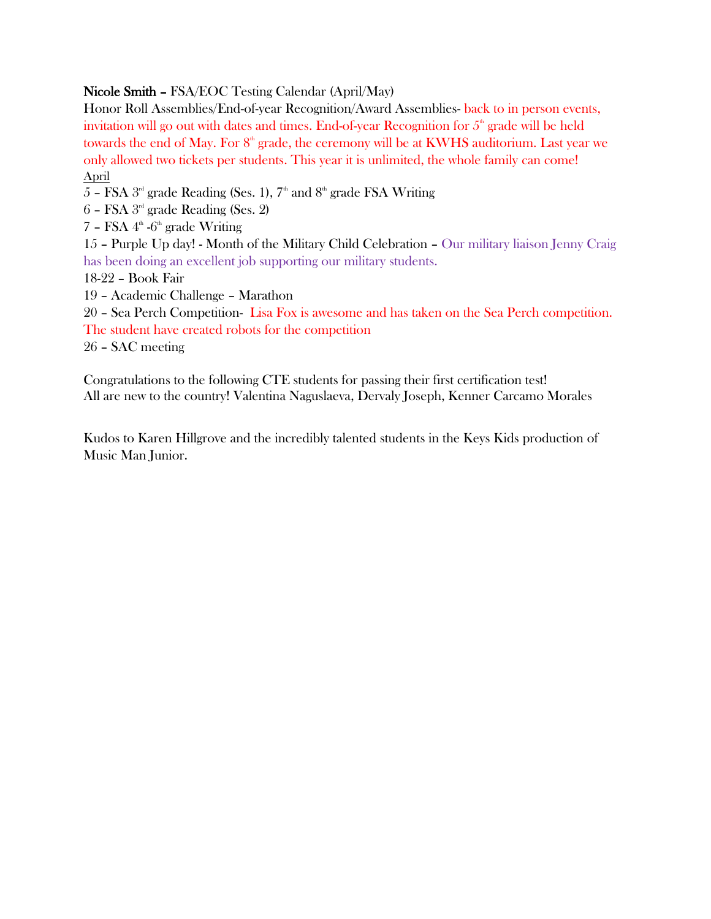**Nicole Smith –** FSA/EOC Testing Calendar (April/May)

Honor Roll Assemblies/End-of-year Recognition/Award Assemblies- back to in person events, invitation will go out with dates and times. End-of-year Recognition for 5th grade will be held towards the end of May. For 8th grade, the ceremony will be at KWHS auditorium. Last year we only allowed two tickets per students. This year it is unlimited, the whole family can come!

April

5 – FSA 3rd grade Reading (Ses. 1), 7th and 8th grade FSA Writing

6 – FSA 3rd grade Reading (Ses. 2)

7 – FSA 4th -6th grade Writing

15 – Purple Up day! - Month of the Military Child Celebration – Our military liaison Jenny Craig has been doing an excellent job supporting our military students.

18-22 – Book Fair

19 – Academic Challenge – Marathon

20 – Sea Perch Competition- Lisa Fox is awesome and has taken on the Sea Perch competition. The student have created robots for the competition

26 – SAC meeting

Congratulations to the following CTE students for passing their first certification test! All are new to the country! Valentina Naguslaeva, Dervaly Joseph, Kenner Carcamo Morales

Kudos to Karen Hillgrove and the incredibly talented students in the Keys Kids production of Music Man Junior.